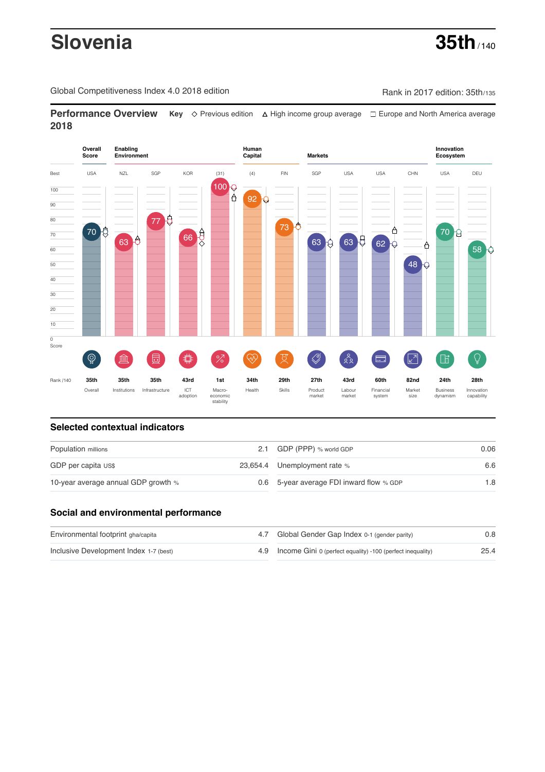# Slovenia

**35th** / 140

Global Competitiveness Index 4.0 2018 edition

Rank in 2017 edition: 35th/135

## Performance Overview 2018

**Key** ◇ Previous edition △ High income group average □ Europe and North America average

| | Overall Score | Enabling Environment | | | | Human Capital | | Markets | | | | Innovation Ecosystem | |
|---|---|---|---|---|---|---|---|---|---|---|---|---|---|
| Best | USA | NZL | SGP | KOR | (31) | (4) | FIN | SGP | USA | USA | CHN | USA | DEU |
| Score | 70 | 63 | 77 | 66 | 100 | 92 | 73 | 63 | 63 | 62 | 48 | 70 | 58 |
| Rank /140 | 35th | 35th | 35th | 43rd | 1st | 34th | 29th | 27th | 43rd | 60th | 82nd | 24th | 28th |
| | Overall | Institutions | Infrastructure | ICT adoption | Macro-economic stability | Health | Skills | Product market | Labour market | Financial system | Market size | Business dynamism | Innovation capability |

## Selected contextual indicators

| | | | |
|---|---|---|---|
| Population millions | 2.1 | GDP (PPP) % world GDP | 0.06 |
| GDP per capita US$ | 23,654.4 | Unemployment rate % | 6.6 |
| 10-year average annual GDP growth % | 0.6 | 5-year average FDI inward flow % GDP | 1.8 |

## Social and environmental performance

| | | | |
|---|---|---|---|
| Environmental footprint gha/capita | 4.7 | Global Gender Gap Index 0-1 (gender parity) | 0.8 |
| Inclusive Development Index 1-7 (best) | 4.9 | Income Gini 0 (perfect equality) -100 (perfect inequality) | 25.4 |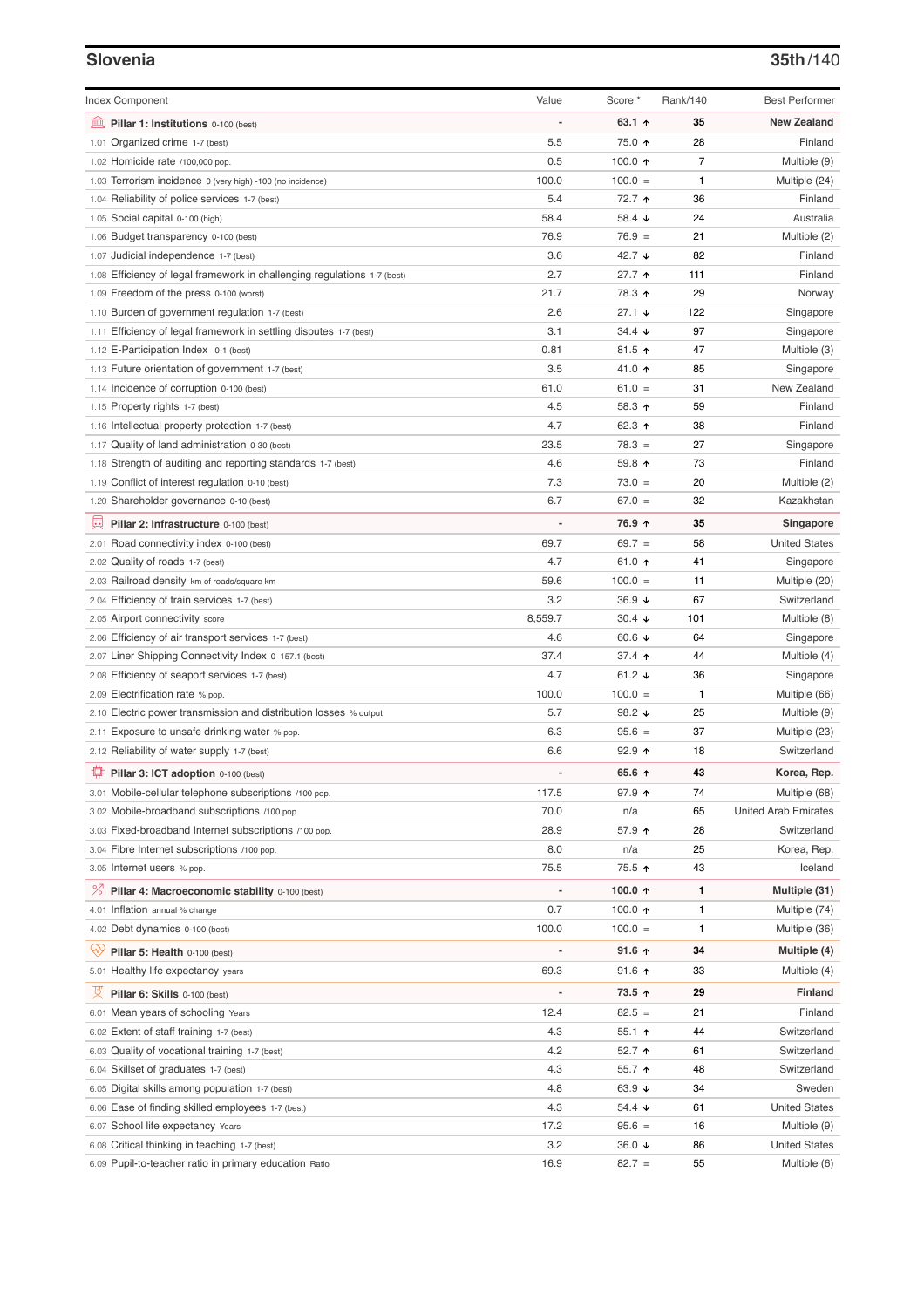## Slovenia

**35th/140**

| Index Component | Value | Score * | Rank/140 | Best Performer |
|---|---|---|---|---|
| **Pillar 1: Institutions** 0-100 (best) | - | **63.1 ↑** | **35** | **New Zealand** |
| 1.01 Organized crime 1-7 (best) | 5.5 | 75.0 ↑ | 28 | Finland |
| 1.02 Homicide rate /100,000 pop. | 0.5 | 100.0 ↑ | 7 | Multiple (9) |
| 1.03 Terrorism incidence 0 (very high) -100 (no incidence) | 100.0 | 100.0 = | 1 | Multiple (24) |
| 1.04 Reliability of police services 1-7 (best) | 5.4 | 72.7 ↑ | 36 | Finland |
| 1.05 Social capital 0-100 (high) | 58.4 | 58.4 ↓ | 24 | Australia |
| 1.06 Budget transparency 0-100 (best) | 76.9 | 76.9 = | 21 | Multiple (2) |
| 1.07 Judicial independence 1-7 (best) | 3.6 | 42.7 ↓ | 82 | Finland |
| 1.08 Efficiency of legal framework in challenging regulations 1-7 (best) | 2.7 | 27.7 ↑ | 111 | Finland |
| 1.09 Freedom of the press 0-100 (worst) | 21.7 | 78.3 ↑ | 29 | Norway |
| 1.10 Burden of government regulation 1-7 (best) | 2.6 | 27.1 ↓ | 122 | Singapore |
| 1.11 Efficiency of legal framework in settling disputes 1-7 (best) | 3.1 | 34.4 ↓ | 97 | Singapore |
| 1.12 E-Participation Index 0-1 (best) | 0.81 | 81.5 ↑ | 47 | Multiple (3) |
| 1.13 Future orientation of government 1-7 (best) | 3.5 | 41.0 ↑ | 85 | Singapore |
| 1.14 Incidence of corruption 0-100 (best) | 61.0 | 61.0 = | 31 | New Zealand |
| 1.15 Property rights 1-7 (best) | 4.5 | 58.3 ↑ | 59 | Finland |
| 1.16 Intellectual property protection 1-7 (best) | 4.7 | 62.3 ↑ | 38 | Finland |
| 1.17 Quality of land administration 0-30 (best) | 23.5 | 78.3 = | 27 | Singapore |
| 1.18 Strength of auditing and reporting standards 1-7 (best) | 4.6 | 59.8 ↑ | 73 | Finland |
| 1.19 Conflict of interest regulation 0-10 (best) | 7.3 | 73.0 = | 20 | Multiple (2) |
| 1.20 Shareholder governance 0-10 (best) | 6.7 | 67.0 = | 32 | Kazakhstan |
| **Pillar 2: Infrastructure** 0-100 (best) | - | **76.9 ↑** | **35** | **Singapore** |
| 2.01 Road connectivity index 0-100 (best) | 69.7 | 69.7 = | 58 | United States |
| 2.02 Quality of roads 1-7 (best) | 4.7 | 61.0 ↑ | 41 | Singapore |
| 2.03 Railroad density km of roads/square km | 59.6 | 100.0 = | 11 | Multiple (20) |
| 2.04 Efficiency of train services 1-7 (best) | 3.2 | 36.9 ↓ | 67 | Switzerland |
| 2.05 Airport connectivity score | 8,559.7 | 30.4 ↓ | 101 | Multiple (8) |
| 2.06 Efficiency of air transport services 1-7 (best) | 4.6 | 60.6 ↓ | 64 | Singapore |
| 2.07 Liner Shipping Connectivity Index 0–157.1 (best) | 37.4 | 37.4 ↑ | 44 | Multiple (4) |
| 2.08 Efficiency of seaport services 1-7 (best) | 4.7 | 61.2 ↓ | 36 | Singapore |
| 2.09 Electrification rate % pop. | 100.0 | 100.0 = | 1 | Multiple (66) |
| 2.10 Electric power transmission and distribution losses % output | 5.7 | 98.2 ↓ | 25 | Multiple (9) |
| 2.11 Exposure to unsafe drinking water % pop. | 6.3 | 95.6 = | 37 | Multiple (23) |
| 2.12 Reliability of water supply 1-7 (best) | 6.6 | 92.9 ↑ | 18 | Switzerland |
| **Pillar 3: ICT adoption** 0-100 (best) | - | **65.6 ↑** | **43** | **Korea, Rep.** |
| 3.01 Mobile-cellular telephone subscriptions /100 pop. | 117.5 | 97.9 ↑ | 74 | Multiple (68) |
| 3.02 Mobile-broadband subscriptions /100 pop. | 70.0 | n/a | 65 | United Arab Emirates |
| 3.03 Fixed-broadband Internet subscriptions /100 pop. | 28.9 | 57.9 ↑ | 28 | Switzerland |
| 3.04 Fibre Internet subscriptions /100 pop. | 8.0 | n/a | 25 | Korea, Rep. |
| 3.05 Internet users % pop. | 75.5 | 75.5 ↑ | 43 | Iceland |
| **Pillar 4: Macroeconomic stability** 0-100 (best) | - | **100.0 ↑** | **1** | **Multiple (31)** |
| 4.01 Inflation annual % change | 0.7 | 100.0 ↑ | 1 | Multiple (74) |
| 4.02 Debt dynamics 0-100 (best) | 100.0 | 100.0 = | 1 | Multiple (36) |
| **Pillar 5: Health** 0-100 (best) | - | **91.6 ↑** | **34** | **Multiple (4)** |
| 5.01 Healthy life expectancy years | 69.3 | 91.6 ↑ | 33 | Multiple (4) |
| **Pillar 6: Skills** 0-100 (best) | - | **73.5 ↑** | **29** | **Finland** |
| 6.01 Mean years of schooling Years | 12.4 | 82.5 = | 21 | Finland |
| 6.02 Extent of staff training 1-7 (best) | 4.3 | 55.1 ↑ | 44 | Switzerland |
| 6.03 Quality of vocational training 1-7 (best) | 4.2 | 52.7 ↑ | 61 | Switzerland |
| 6.04 Skillset of graduates 1-7 (best) | 4.3 | 55.7 ↑ | 48 | Switzerland |
| 6.05 Digital skills among population 1-7 (best) | 4.8 | 63.9 ↓ | 34 | Sweden |
| 6.06 Ease of finding skilled employees 1-7 (best) | 4.3 | 54.4 ↓ | 61 | United States |
| 6.07 School life expectancy Years | 17.2 | 95.6 = | 16 | Multiple (9) |
| 6.08 Critical thinking in teaching 1-7 (best) | 3.2 | 36.0 ↓ | 86 | United States |
| 6.09 Pupil-to-teacher ratio in primary education Ratio | 16.9 | 82.7 = | 55 | Multiple (6) |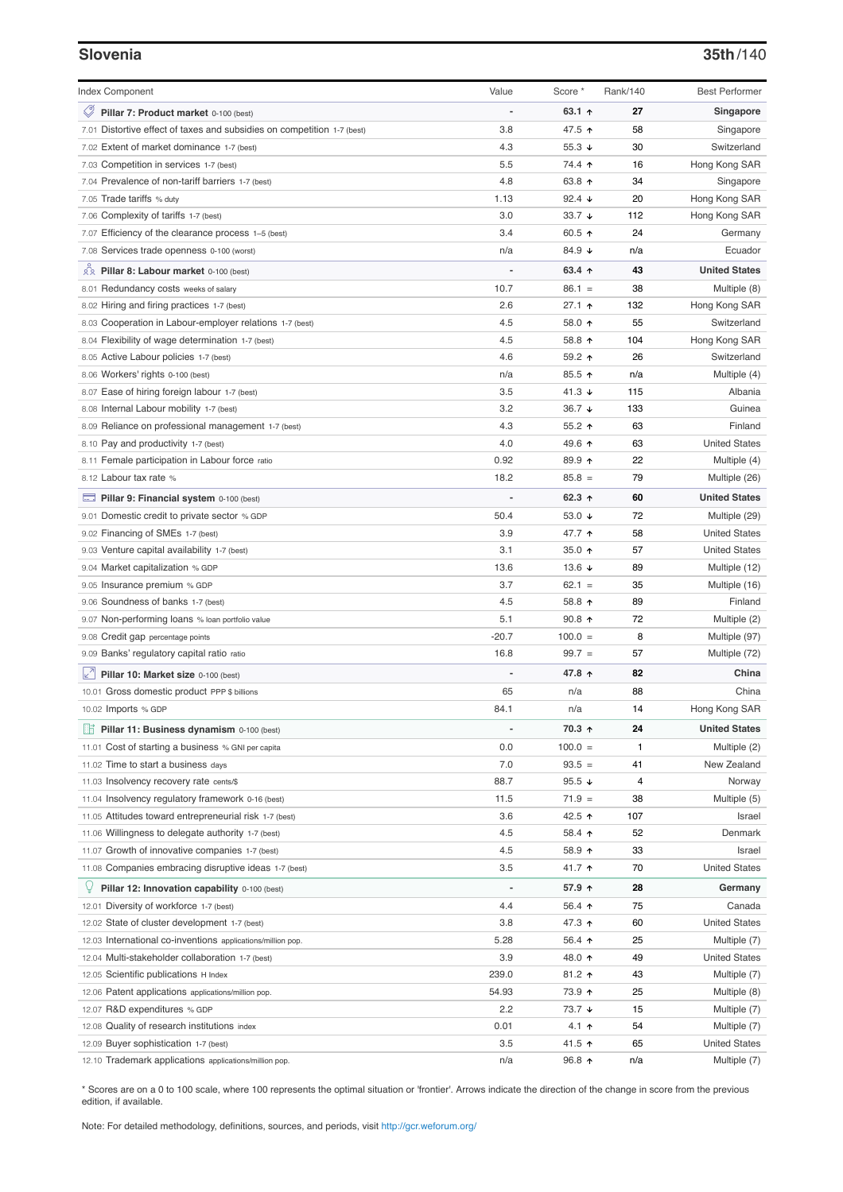## Slovenia

**35th**/140

| Index Component | Value | Score * | Rank/140 | Best Performer |
|---|---|---|---|---|
| **Pillar 7: Product market** 0-100 (best) | - | **63.1 ↑** | **27** | **Singapore** |
| 7.01 Distortive effect of taxes and subsidies on competition 1-7 (best) | 3.8 | 47.5 ↑ | 58 | Singapore |
| 7.02 Extent of market dominance 1-7 (best) | 4.3 | 55.3 ↓ | 30 | Switzerland |
| 7.03 Competition in services 1-7 (best) | 5.5 | 74.4 ↑ | 16 | Hong Kong SAR |
| 7.04 Prevalence of non-tariff barriers 1-7 (best) | 4.8 | 63.8 ↑ | 34 | Singapore |
| 7.05 Trade tariffs % duty | 1.13 | 92.4 ↓ | 20 | Hong Kong SAR |
| 7.06 Complexity of tariffs 1-7 (best) | 3.0 | 33.7 ↓ | 112 | Hong Kong SAR |
| 7.07 Efficiency of the clearance process 1–5 (best) | 3.4 | 60.5 ↑ | 24 | Germany |
| 7.08 Services trade openness 0-100 (worst) | n/a | 84.9 ↓ | n/a | Ecuador |
| **Pillar 8: Labour market** 0-100 (best) | - | **63.4 ↑** | **43** | **United States** |
| 8.01 Redundancy costs weeks of salary | 10.7 | 86.1 = | 38 | Multiple (8) |
| 8.02 Hiring and firing practices 1-7 (best) | 2.6 | 27.1 ↑ | 132 | Hong Kong SAR |
| 8.03 Cooperation in Labour-employer relations 1-7 (best) | 4.5 | 58.0 ↑ | 55 | Switzerland |
| 8.04 Flexibility of wage determination 1-7 (best) | 4.5 | 58.8 ↑ | 104 | Hong Kong SAR |
| 8.05 Active Labour policies 1-7 (best) | 4.6 | 59.2 ↑ | 26 | Switzerland |
| 8.06 Workers' rights 0-100 (best) | n/a | 85.5 ↑ | n/a | Multiple (4) |
| 8.07 Ease of hiring foreign labour 1-7 (best) | 3.5 | 41.3 ↓ | 115 | Albania |
| 8.08 Internal Labour mobility 1-7 (best) | 3.2 | 36.7 ↓ | 133 | Guinea |
| 8.09 Reliance on professional management 1-7 (best) | 4.3 | 55.2 ↑ | 63 | Finland |
| 8.10 Pay and productivity 1-7 (best) | 4.0 | 49.6 ↑ | 63 | United States |
| 8.11 Female participation in Labour force ratio | 0.92 | 89.9 ↑ | 22 | Multiple (4) |
| 8.12 Labour tax rate % | 18.2 | 85.8 = | 79 | Multiple (26) |
| **Pillar 9: Financial system** 0-100 (best) | - | **62.3 ↑** | **60** | **United States** |
| 9.01 Domestic credit to private sector % GDP | 50.4 | 53.0 ↓ | 72 | Multiple (29) |
| 9.02 Financing of SMEs 1-7 (best) | 3.9 | 47.7 ↑ | 58 | United States |
| 9.03 Venture capital availability 1-7 (best) | 3.1 | 35.0 ↑ | 57 | United States |
| 9.04 Market capitalization % GDP | 13.6 | 13.6 ↓ | 89 | Multiple (12) |
| 9.05 Insurance premium % GDP | 3.7 | 62.1 = | 35 | Multiple (16) |
| 9.06 Soundness of banks 1-7 (best) | 4.5 | 58.8 ↑ | 89 | Finland |
| 9.07 Non-performing loans % loan portfolio value | 5.1 | 90.8 ↑ | 72 | Multiple (2) |
| 9.08 Credit gap percentage points | -20.7 | 100.0 = | 8 | Multiple (97) |
| 9.09 Banks' regulatory capital ratio ratio | 16.8 | 99.7 = | 57 | Multiple (72) |
| **Pillar 10: Market size** 0-100 (best) | - | **47.8 ↑** | **82** | **China** |
| 10.01 Gross domestic product PPP $ billions | 65 | n/a | 88 | China |
| 10.02 Imports % GDP | 84.1 | n/a | 14 | Hong Kong SAR |
| **Pillar 11: Business dynamism** 0-100 (best) | - | **70.3 ↑** | **24** | **United States** |
| 11.01 Cost of starting a business % GNI per capita | 0.0 | 100.0 = | 1 | Multiple (2) |
| 11.02 Time to start a business days | 7.0 | 93.5 = | 41 | New Zealand |
| 11.03 Insolvency recovery rate cents/$ | 88.7 | 95.5 ↓ | 4 | Norway |
| 11.04 Insolvency regulatory framework 0-16 (best) | 11.5 | 71.9 = | 38 | Multiple (5) |
| 11.05 Attitudes toward entrepreneurial risk 1-7 (best) | 3.6 | 42.5 ↑ | 107 | Israel |
| 11.06 Willingness to delegate authority 1-7 (best) | 4.5 | 58.4 ↑ | 52 | Denmark |
| 11.07 Growth of innovative companies 1-7 (best) | 4.5 | 58.9 ↑ | 33 | Israel |
| 11.08 Companies embracing disruptive ideas 1-7 (best) | 3.5 | 41.7 ↑ | 70 | United States |
| **Pillar 12: Innovation capability** 0-100 (best) | - | **57.9 ↑** | **28** | **Germany** |
| 12.01 Diversity of workforce 1-7 (best) | 4.4 | 56.4 ↑ | 75 | Canada |
| 12.02 State of cluster development 1-7 (best) | 3.8 | 47.3 ↑ | 60 | United States |
| 12.03 International co-inventions applications/million pop. | 5.28 | 56.4 ↑ | 25 | Multiple (7) |
| 12.04 Multi-stakeholder collaboration 1-7 (best) | 3.9 | 48.0 ↑ | 49 | United States |
| 12.05 Scientific publications H Index | 239.0 | 81.2 ↑ | 43 | Multiple (7) |
| 12.06 Patent applications applications/million pop. | 54.93 | 73.9 ↑ | 25 | Multiple (8) |
| 12.07 R&D expenditures % GDP | 2.2 | 73.7 ↓ | 15 | Multiple (7) |
| 12.08 Quality of research institutions index | 0.01 | 4.1 ↑ | 54 | Multiple (7) |
| 12.09 Buyer sophistication 1-7 (best) | 3.5 | 41.5 ↑ | 65 | United States |
| 12.10 Trademark applications applications/million pop. | n/a | 96.8 ↑ | n/a | Multiple (7) |

* Scores are on a 0 to 100 scale, where 100 represents the optimal situation or 'frontier'. Arrows indicate the direction of the change in score from the previous edition, if available.

Note: For detailed methodology, definitions, sources, and periods, visit http://gcr.weforum.org/